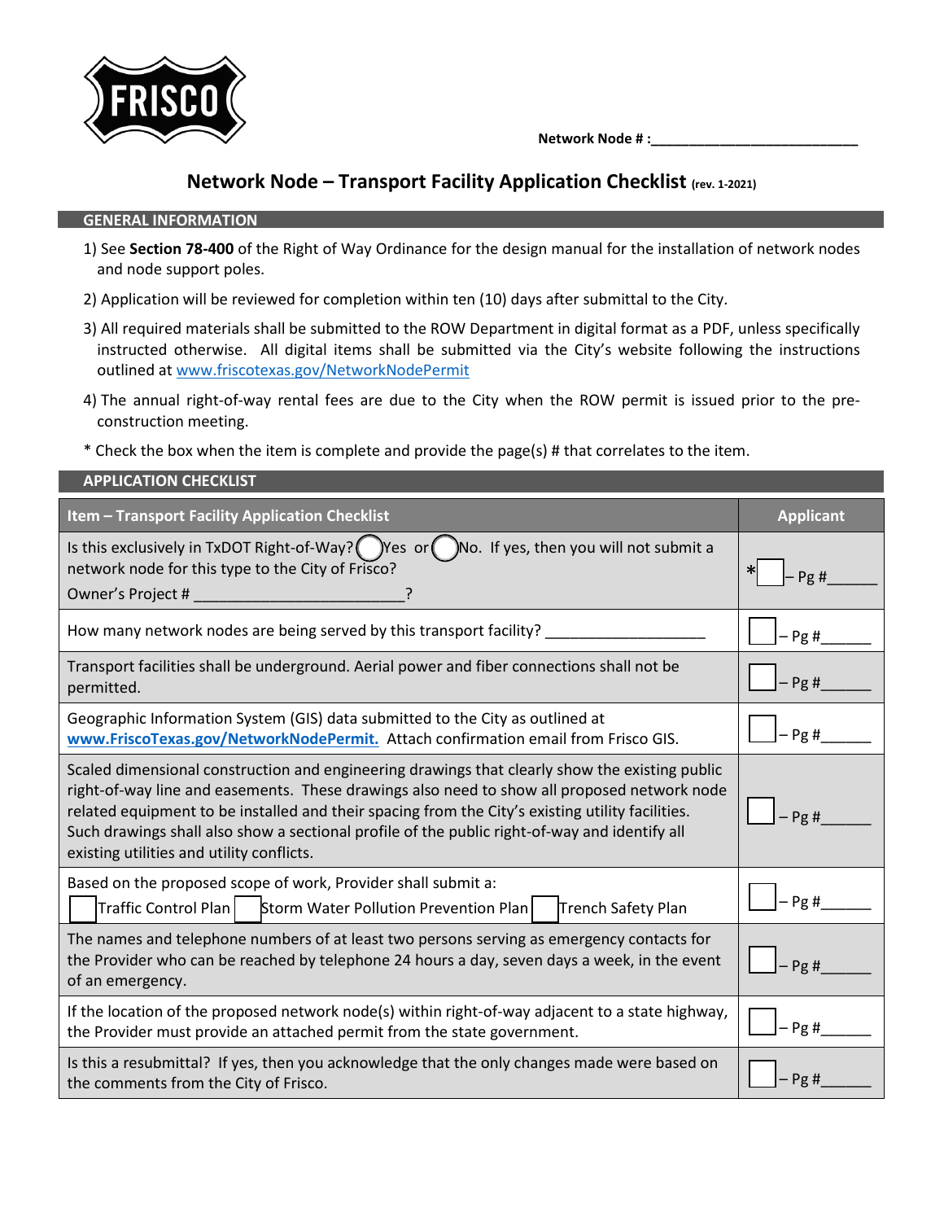FRISCO

**Network Node # :**___________________________

## Network Node – Transport Facility Application Checklist (rev. 1-2021)

### GENERAL INFORMATION

1) See **Section 78-400** of the Right of Way Ordinance for the design manual for the installation of network nodes and node support poles.
2) Application will be reviewed for completion within ten (10) days after submittal to the City.
3) All required materials shall be submitted to the ROW Department in digital format as a PDF, unless specifically instructed otherwise. All digital items shall be submitted via the City's website following the instructions outlined at www.friscotexas.gov/NetworkNodePermit
4) The annual right-of-way rental fees are due to the City when the ROW permit is issued prior to the pre-construction meeting.

* Check the box when the item is complete and provide the page(s) # that correlates to the item.

### APPLICATION CHECKLIST

| Item – Transport Facility Application Checklist | Applicant |
|---|---|
| Is this exclusively in TxDOT Right-of-Way? ◯ Yes or ◯ No. If yes, then you will not submit a network node for this type to the City of Frisco?<br>Owner's Project # _________________________? | * ☐ – Pg #______ |
| How many network nodes are being served by this transport facility? ___________________ | ☐ – Pg #______ |
| Transport facilities shall be underground. Aerial power and fiber connections shall not be permitted. | ☐ – Pg #______ |
| Geographic Information System (GIS) data submitted to the City as outlined at **www.FriscoTexas.gov/NetworkNodePermit.** Attach confirmation email from Frisco GIS. | ☐ – Pg #______ |
| Scaled dimensional construction and engineering drawings that clearly show the existing public right-of-way line and easements. These drawings also need to show all proposed network node related equipment to be installed and their spacing from the City's existing utility facilities. Such drawings shall also show a sectional profile of the public right-of-way and identify all existing utilities and utility conflicts. | ☐ – Pg #______ |
| Based on the proposed scope of work, Provider shall submit a:<br>☐ Traffic Control Plan ☐ Storm Water Pollution Prevention Plan ☐ Trench Safety Plan | ☐ – Pg #______ |
| The names and telephone numbers of at least two persons serving as emergency contacts for the Provider who can be reached by telephone 24 hours a day, seven days a week, in the event of an emergency. | ☐ – Pg #______ |
| If the location of the proposed network node(s) within right-of-way adjacent to a state highway, the Provider must provide an attached permit from the state government. | ☐ – Pg #______ |
| Is this a resubmittal? If yes, then you acknowledge that the only changes made were based on the comments from the City of Frisco. | ☐ – Pg #______ |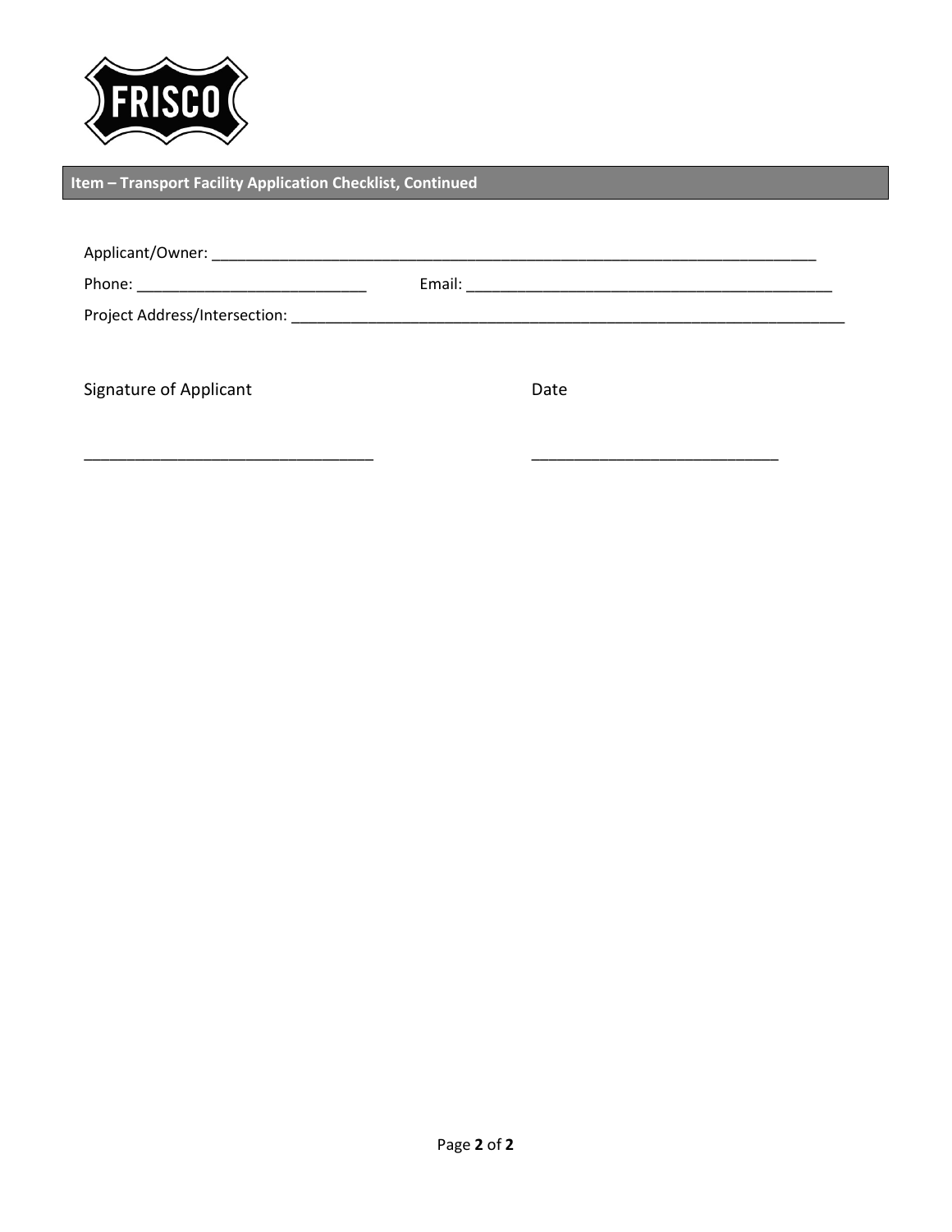## Item – Transport Facility Application Checklist, Continued

Applicant/Owner: ___________________________________________________________________________

Phone: ____________________________ Email: _____________________________________________

Project Address/Intersection: _____________________________________________________________________

Signature of Applicant Date

_________________________________ ____________________________